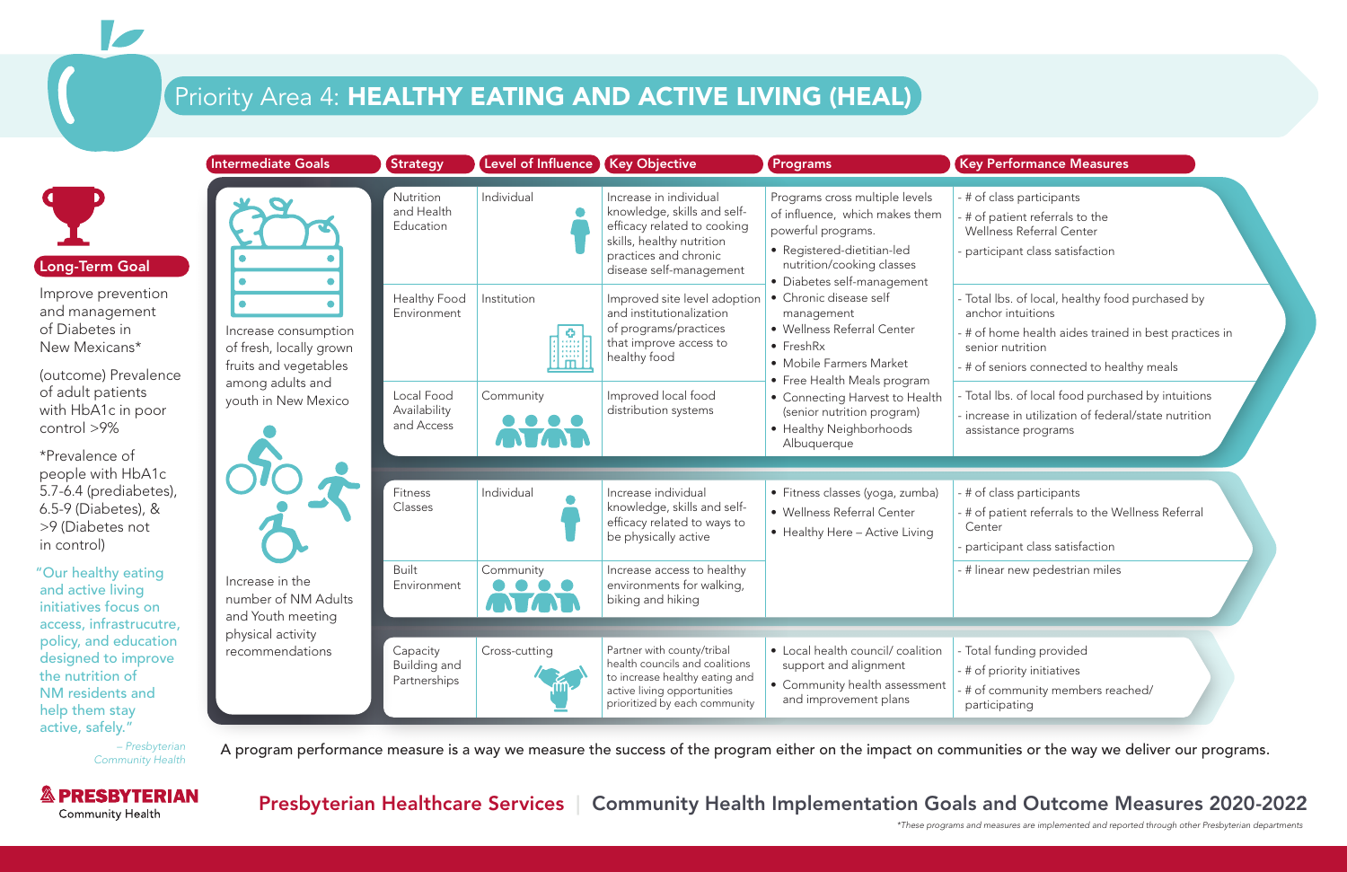# Priority Area 4: HEALTHY EATING AND ACTIVE LIVING (HEAL)

## Long-Term Goal

Improve prevention and management of Diabetes in New Mexicans*

(outcome) Prevalence of adult patients with HbA1c in poor control >9%

*Prevalence of people with HbA1c 5.7-6.4 (prediabetes), 6.5-9 (Diabetes), & >9 (Diabetes not in control)

"Our healthy eating and active living initiatives focus on access, infrastrucutre, policy, and education designed to improve the nutrition of NM residents and help them stay active, safely."

*– Presbyterian Community Health*

| Intermediate Goals | Strategy | Level of Influence | Key Objective | Programs | Key Performance Measures |
|---|---|---|---|---|---|
| Increase consumption of fresh, locally grown fruits and vegetables among adults and youth in New Mexico | Nutrition and Health Education | Individual | Increase in individual knowledge, skills and self-efficacy related to cooking skills, healthy nutrition practices and chronic disease self-management | Programs cross multiple levels of influence, which makes them powerful programs.<br>• Registered-dietitian-led nutrition/cooking classes<br>• Diabetes self-management<br>• Chronic disease self management<br>• Wellness Referral Center<br>• FreshRx<br>• Mobile Farmers Market<br>• Free Health Meals program<br>• Connecting Harvest to Health (senior nutrition program)<br>• Healthy Neighborhoods Albuquerque | - # of class participants<br>- # of patient referrals to the Wellness Referral Center<br>- participant class satisfaction |
| | Healthy Food Environment | Institution | Improved site level adoption and institutionalization of programs/practices that improve access to healthy food | | - Total lbs. of local, healthy food purchased by anchor intuitions<br>- # of home health aides trained in best practices in senior nutrition<br>- # of seniors connected to healthy meals |
| | Local Food Availability and Access | Community | Improved local food distribution systems | | - Total lbs. of local food purchased by intuitions<br>- increase in utilization of federal/state nutrition assistance programs |
| Increase in the number of NM Adults and Youth meeting physical activity recommendations | Fitness Classes | Individual | Increase individual knowledge, skills and self-efficacy related to ways to be physically active | • Fitness classes (yoga, zumba)<br>• Wellness Referral Center<br>• Healthy Here – Active Living | - # of class participants<br>- # of patient referrals to the Wellness Referral Center<br>- participant class satisfaction |
| | Built Environment | Community | Increase access to healthy environments for walking, biking and hiking | | - # linear new pedestrian miles |
| | Capacity Building and Partnerships | Cross-cutting | Partner with county/tribal health councils and coalitions to increase healthy eating and active living opportunities prioritized by each community | • Local health council/ coalition support and alignment<br>• Community health assessment and improvement plans | - Total funding provided<br>- # of priority initiatives<br>- # of community members reached/ participating |

A program performance measure is a way we measure the success of the program either on the impact on communities or the way we deliver our programs.

**Presbyterian Healthcare Services | Community Health Implementation Goals and Outcome Measures 2020-2022**

*These programs and measures are implemented and reported through other Presbyterian departments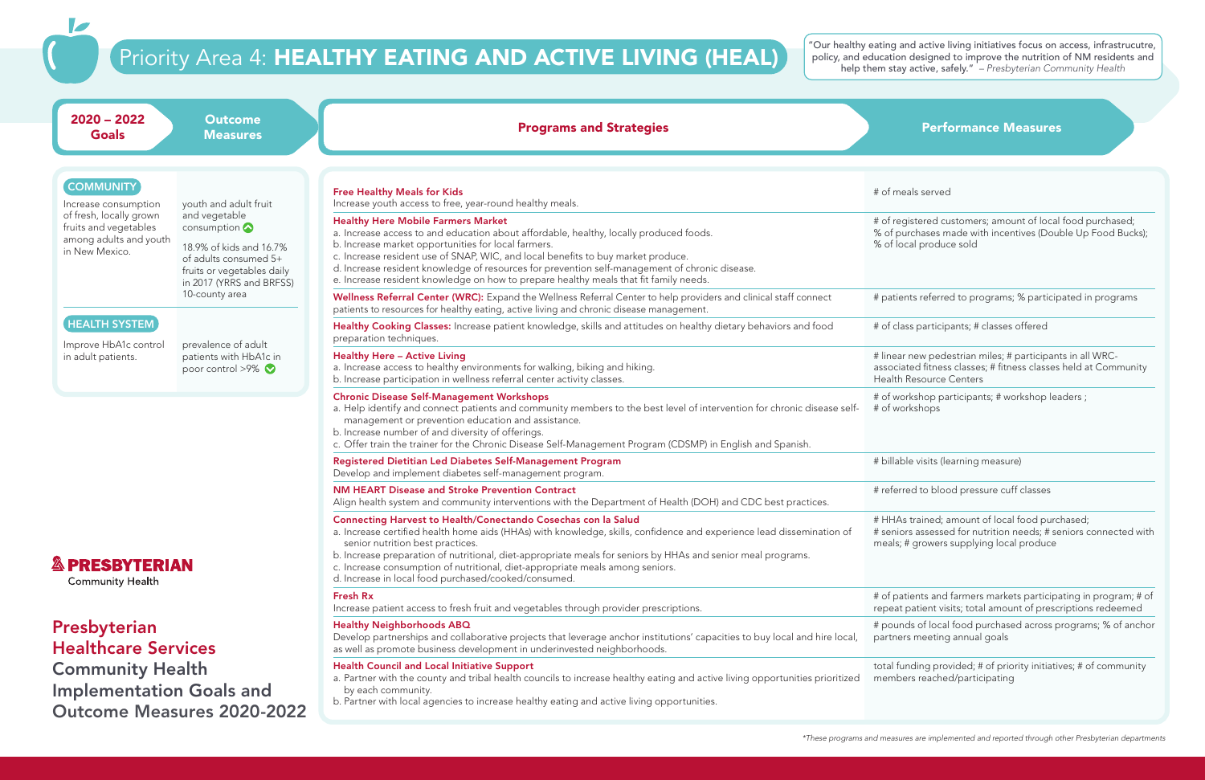# Priority Area 4: HEALTHY EATING AND ACTIVE LIVING (HEAL)

"Our healthy eating and active living initiatives focus on access, infrastrucutre, policy, and education designed to improve the nutrition of NM residents and help them stay active, safely." – *Presbyterian Community Health*

| 2020 – 2022 Goals | Outcome Measures |
|---|---|
| **COMMUNITY** | |
| Increase consumption of fresh, locally grown fruits and vegetables among adults and youth in New Mexico. | youth and adult fruit and vegetable consumption<br><br>18.9% of kids and 16.7% of adults consumed 5+ fruits or vegetables daily in 2017 (YRRS and BRFSS) 10-county area |
| **HEALTH SYSTEM** | |
| Improve HbA1c control in adult patients. | prevalence of adult patients with HbA1c in poor control >9% |

| Programs and Strategies | Performance Measures |
|---|---|
| **Free Healthy Meals for Kids**<br>Increase youth access to free, year-round healthy meals. | # of meals served |
| **Healthy Here Mobile Farmers Market**<br>a. Increase access to and education about affordable, healthy, locally produced foods.<br>b. Increase market opportunities for local farmers.<br>c. Increase resident use of SNAP, WIC, and local benefits to buy market produce.<br>d. Increase resident knowledge of resources for prevention self-management of chronic disease.<br>e. Increase resident knowledge on how to prepare healthy meals that fit family needs. | # of registered customers; amount of local food purchased; % of purchases made with incentives (Double Up Food Bucks); % of local produce sold |
| **Wellness Referral Center (WRC):** Expand the Wellness Referral Center to help providers and clinical staff connect patients to resources for healthy eating, active living and chronic disease management. | # patients referred to programs; % participated in programs |
| **Healthy Cooking Classes:** Increase patient knowledge, skills and attitudes on healthy dietary behaviors and food preparation techniques. | # of class participants; # classes offered |
| **Healthy Here – Active Living**<br>a. Increase access to healthy environments for walking, biking and hiking.<br>b. Increase participation in wellness referral center activity classes. | # linear new pedestrian miles; # participants in all WRC-associated fitness classes; # fitness classes held at Community Health Resource Centers |
| **Chronic Disease Self-Management Workshops**<br>a. Help identify and connect patients and community members to the best level of intervention for chronic disease self-management or prevention education and assistance.<br>b. Increase number of and diversity of offerings.<br>c. Offer train the trainer for the Chronic Disease Self-Management Program (CDSMP) in English and Spanish. | # of workshop participants; # workshop leaders ; # of workshops |
| **Registered Dietitian Led Diabetes Self-Management Program**<br>Develop and implement diabetes self-management program. | # billable visits (learning measure) |
| **NM HEART Disease and Stroke Prevention Contract**<br>Align health system and community interventions with the Department of Health (DOH) and CDC best practices. | # referred to blood pressure cuff classes |
| **Connecting Harvest to Health/Conectando Cosechas con la Salud**<br>a. Increase certified health home aids (HHAs) with knowledge, skills, confidence and experience lead dissemination of senior nutrition best practices.<br>b. Increase preparation of nutritional, diet-appropriate meals for seniors by HHAs and senior meal programs.<br>c. Increase consumption of nutritional, diet-appropriate meals among seniors.<br>d. Increase in local food purchased/cooked/consumed. | # HHAs trained; amount of local food purchased; # seniors assessed for nutrition needs; # seniors connected with meals; # growers supplying local produce |
| **Fresh Rx**<br>Increase patient access to fresh fruit and vegetables through provider prescriptions. | # of patients and farmers markets participating in program; # of repeat patient visits; total amount of prescriptions redeemed |
| **Healthy Neighborhoods ABQ**<br>Develop partnerships and collaborative projects that leverage anchor institutions' capacities to buy local and hire local, as well as promote business development in underinvested neighborhoods. | # pounds of local food purchased across programs; % of anchor partners meeting annual goals |
| **Health Council and Local Initiative Support**<br>a. Partner with the county and tribal health councils to increase healthy eating and active living opportunities prioritized by each community.<br>b. Partner with local agencies to increase healthy eating and active living opportunities. | total funding provided; # of priority initiatives; # of community members reached/participating |

**PRESBYTERIAN**
Community Health

## Presbyterian Healthcare Services
**Community Health Implementation Goals and Outcome Measures 2020-2022**

*These programs and measures are implemented and reported through other Presbyterian departments*